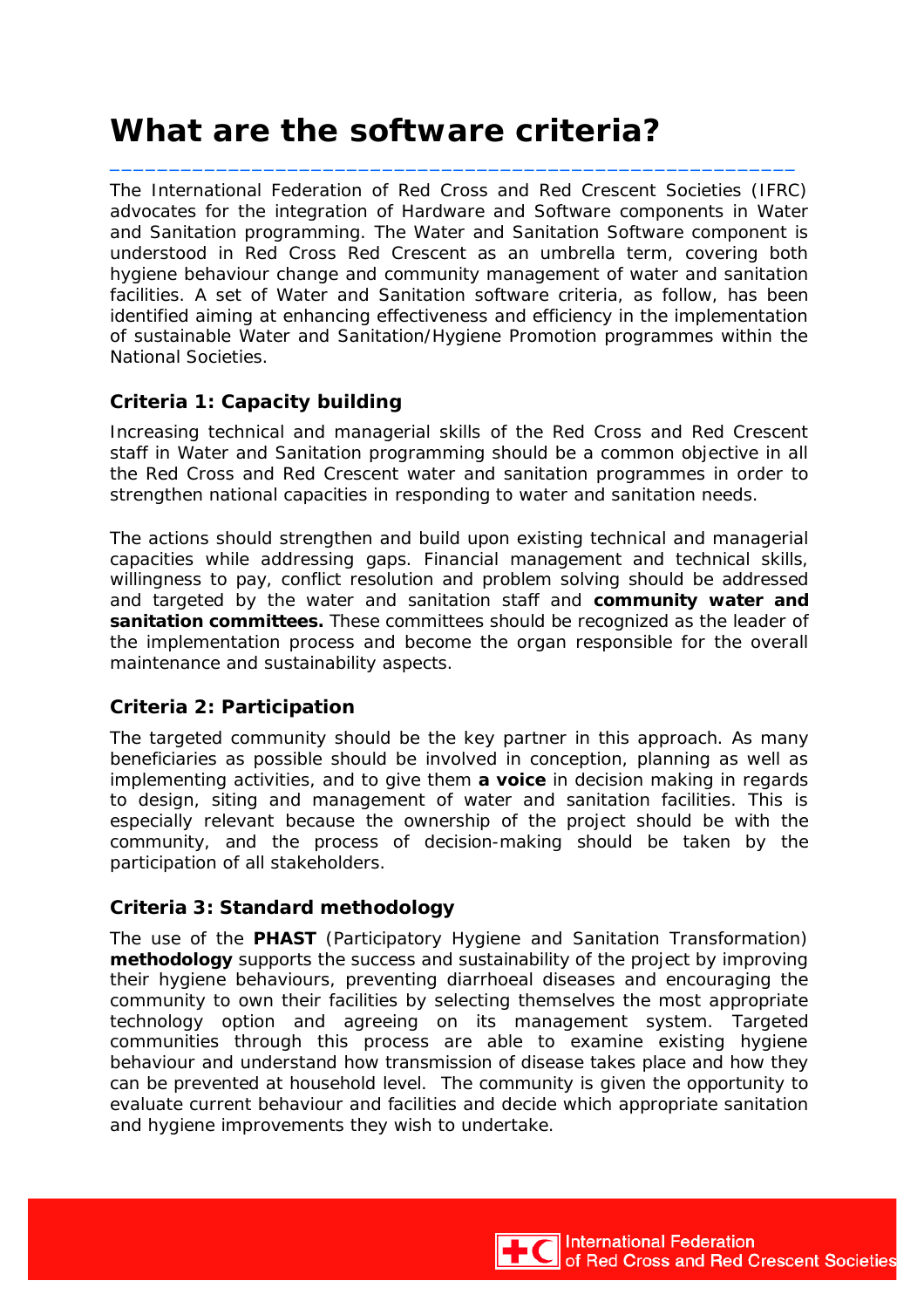# What are the software criteria?

The International Federation of Red Cross and Red Crescent Societies (IFRC) advocates for the integration of Hardware and Software components in Water and Sanitation programming. The Water and Sanitation Software component is understood in Red Cross Red Crescent as an umbrella term, covering both hygiene behaviour change and community management of water and sanitation facilities. A set of Water and Sanitation software criteria, as follow, has been identified aiming at enhancing effectiveness and efficiency in the implementation of sustainable Water and Sanitation/Hygiene Promotion programmes within the National Societies.

### Criteria 1: Capacity building

Increasing technical and managerial skills of the Red Cross and Red Crescent staff in Water and Sanitation programming should be a common objective in all the Red Cross and Red Crescent water and sanitation programmes in order to strengthen national capacities in responding to water and sanitation needs.

The actions should strengthen and build upon existing technical and managerial capacities while addressing gaps. Financial management and technical skills, willingness to pay, conflict resolution and problem solving should be addressed and targeted by the water and sanitation staff and **community water and sanitation committees.** These committees should be recognized as the leader of the implementation process and become the organ responsible for the overall maintenance and sustainability aspects.

### Criteria 2: Participation

The targeted community should be the key partner in this approach. As many beneficiaries as possible should be involved in conception, planning as well as implementing activities, and to give them **a voice** in decision making in regards to design, siting and management of water and sanitation facilities. This is especially relevant because the ownership of the project should be with the community, and the process of decision-making should be taken by the participation of all stakeholders.

### Criteria 3: Standard methodology

The use of the **PHAST** (Participatory Hygiene and Sanitation Transformation) **methodology** supports the success and sustainability of the project by improving their hygiene behaviours, preventing diarrhoeal diseases and encouraging the community to own their facilities by selecting themselves the most appropriate technology option and agreeing on its management system. Targeted communities through this process are able to examine existing hygiene behaviour and understand how transmission of disease takes place and how they can be prevented at household level. The community is given the opportunity to evaluate current behaviour and facilities and decide which appropriate sanitation and hygiene improvements they wish to undertake.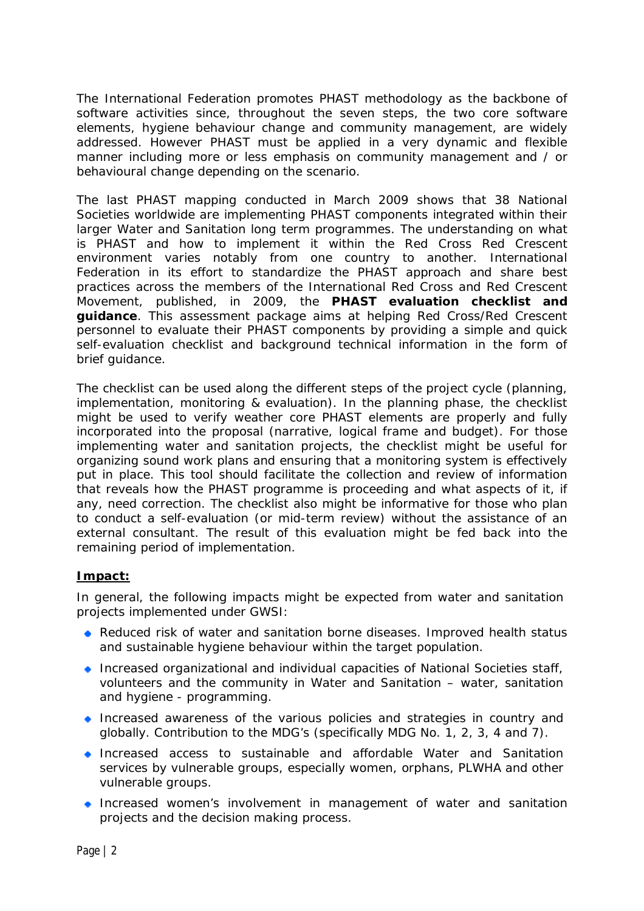The International Federation promotes PHAST methodology as the backbone of software activities since, throughout the seven steps, the two core software elements, hygiene behaviour change and community management, are widely addressed. However PHAST must be applied in a very dynamic and flexible manner including more or less emphasis on community management and / or behavioural change depending on the scenario.

The last PHAST mapping conducted in March 2009 shows that 38 National Societies worldwide are implementing PHAST components integrated within their larger Water and Sanitation long term programmes. The understanding on what is PHAST and how to implement it within the Red Cross Red Crescent environment varies notably from one country to another. International Federation in its effort to standardize the PHAST approach and share best practices across the members of the International Red Cross and Red Crescent Movement, published, in 2009, the **PHAST evaluation checklist and guidance**. This assessment package aims at helping Red Cross/Red Crescent personnel to evaluate their PHAST components by providing a simple and quick self-evaluation checklist and background technical information in the form of brief guidance.

The checklist can be used along the different steps of the project cycle (planning, implementation, monitoring & evaluation). In the planning phase, the checklist might be used to verify weather core PHAST elements are properly and fully incorporated into the proposal (narrative, logical frame and budget). For those implementing water and sanitation projects, the checklist might be useful for organizing sound work plans and ensuring that a monitoring system is effectively put in place. This tool should facilitate the collection and review of information that reveals how the PHAST programme is proceeding and what aspects of it, if any, need correction. The checklist also might be informative for those who plan to conduct a self-evaluation (or mid-term review) without the assistance of an external consultant. The result of this evaluation might be fed back into the remaining period of implementation.

**Impact:**

In general, the following impacts might be expected from water and sanitation projects implemented under GWSI:

- Reduced risk of water and sanitation borne diseases. Improved health status and sustainable hygiene behaviour within the target population.
- Increased organizational and individual capacities of National Societies staff, volunteers and the community in Water and Sanitation – water, sanitation and hygiene - programming.
- Increased awareness of the various policies and strategies in country and globally. Contribution to the MDG's (specifically MDG No. 1, 2, 3, 4 and 7).
- Increased access to sustainable and affordable Water and Sanitation services by vulnerable groups, especially women, orphans, PLWHA and other vulnerable groups.
- Increased women's involvement in management of water and sanitation projects and the decision making process.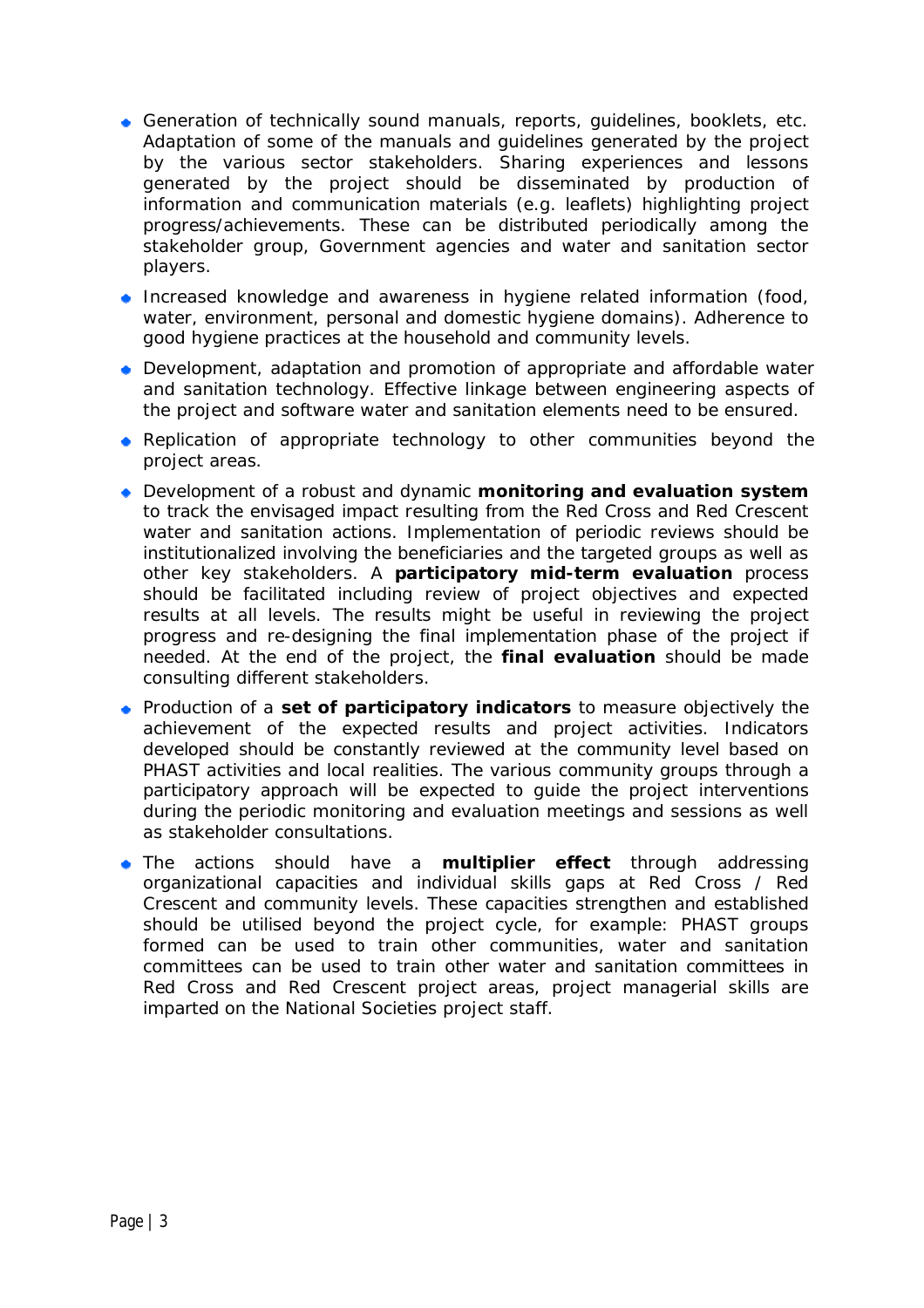- Generation of technically sound manuals, reports, guidelines, booklets, etc. Adaptation of some of the manuals and guidelines generated by the project by the various sector stakeholders. Sharing experiences and lessons generated by the project should be disseminated by production of information and communication materials (e.g. leaflets) highlighting project progress/achievements. These can be distributed periodically among the stakeholder group, Government agencies and water and sanitation sector players.
- Increased knowledge and awareness in hygiene related information (food, water, environment, personal and domestic hygiene domains). Adherence to good hygiene practices at the household and community levels.
- Development, adaptation and promotion of appropriate and affordable water and sanitation technology. Effective linkage between engineering aspects of the project and software water and sanitation elements need to be ensured.
- Replication of appropriate technology to other communities beyond the project areas.
- Development of a robust and dynamic **monitoring and evaluation system** to track the envisaged impact resulting from the Red Cross and Red Crescent water and sanitation actions. Implementation of periodic reviews should be institutionalized involving the beneficiaries and the targeted groups as well as other key stakeholders. A **participatory mid-term evaluation** process should be facilitated including review of project objectives and expected results at all levels. The results might be useful in reviewing the project progress and re-designing the final implementation phase of the project if needed. At the end of the project, the **final evaluation** should be made consulting different stakeholders.
- Production of a **set of participatory indicators** to measure objectively the achievement of the expected results and project activities. Indicators developed should be constantly reviewed at the community level based on PHAST activities and local realities. The various community groups through a participatory approach will be expected to guide the project interventions during the periodic monitoring and evaluation meetings and sessions as well as stakeholder consultations.
- The actions should have a **multiplier effect** through addressing organizational capacities and individual skills gaps at Red Cross / Red Crescent and community levels. These capacities strengthen and established should be utilised beyond the project cycle, for example: PHAST groups formed can be used to train other communities, water and sanitation committees can be used to train other water and sanitation committees in Red Cross and Red Crescent project areas, project managerial skills are imparted on the National Societies project staff.